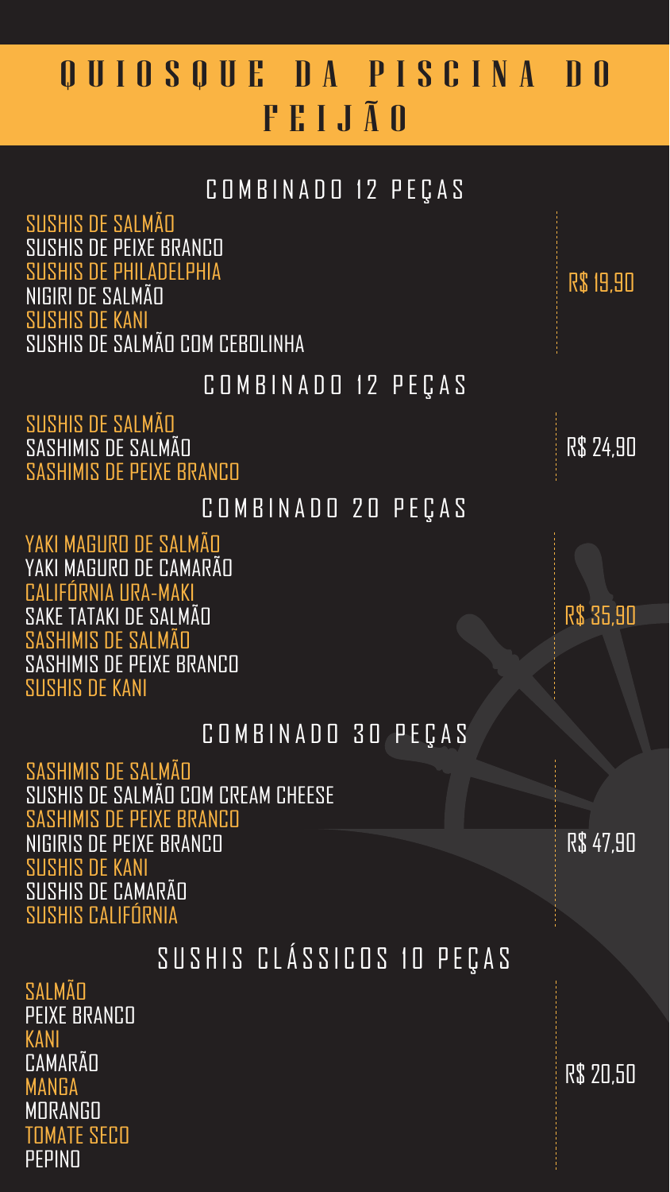# QUIOSQUE DA PISCINA DO FEIJÃO

## COMBINADO 12 PEÇAS

SUSHIS DE SALMÃO
SUSHIS DE PEIXE BRANCO
SUSHIS DE PHILADELPHIA
NIGIRI DE SALMÃO
SUSHIS DE KANI
SUSHIS DE SALMÃO COM CEBOLINHA

R$ 19,90

## COMBINADO 12 PEÇAS

SUSHIS DE SALMÃO
SASHIMIS DE SALMÃO
SASHIMIS DE PEIXE BRANCO

R$ 24,90

## COMBINADO 20 PEÇAS

YAKI MAGURO DE SALMÃO
YAKI MAGURO DE CAMARÃO
CALIFÓRNIA URA-MAKI
SAKE TATAKI DE SALMÃO
SASHIMIS DE SALMÃO
SASHIMIS DE PEIXE BRANCO
SUSHIS DE KANI

R$ 35,90

## COMBINADO 30 PEÇAS

SASHIMIS DE SALMÃO
SUSHIS DE SALMÃO COM CREAM CHEESE
SASHIMIS DE PEIXE BRANCO
NIGIRIS DE PEIXE BRANCO
SUSHIS DE KANI
SUSHIS DE CAMARÃO
SUSHIS CALIFÓRNIA

R$ 47,90

## SUSHIS CLÁSSICOS 10 PEÇAS

SALMÃO
PEIXE BRANCO
KANI
CAMARÃO
MANGA
MORANGO
TOMATE SECO
PEPINO

R$ 20,50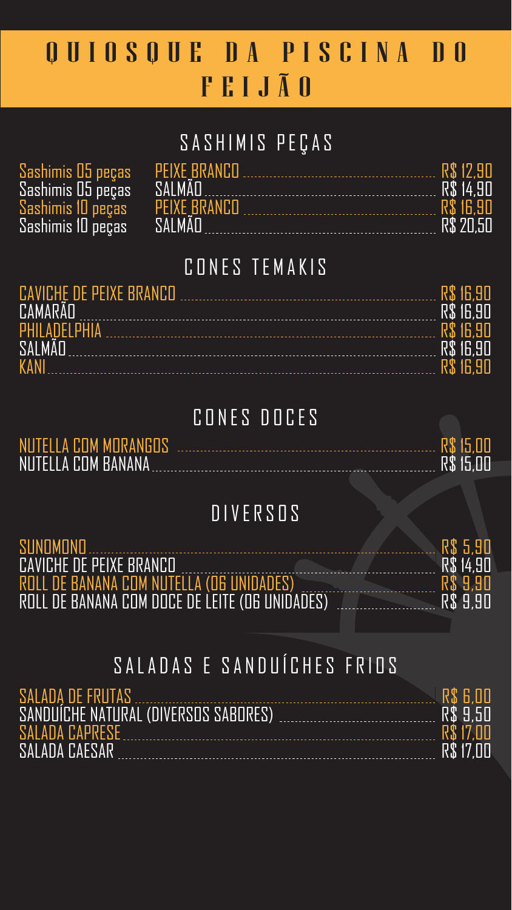# QUIOSQUE DA PISCINA DO FEIJÃO

## SASHIMIS PEÇAS

| | | |
|---|---|---|
| Sashimis 05 peças | PEIXE BRANCO | R$ 12,90 |
| Sashimis 05 peças | SALMÃO | R$ 14,90 |
| Sashimis 10 peças | PEIXE BRANCO | R$ 16,90 |
| Sashimis 10 peças | SALMÃO | R$ 20,50 |

## CONES TEMAKIS

| | |
|---|---|
| CAVICHE DE PEIXE BRANCO | R$ 16,90 |
| CAMARÃO | R$ 16,90 |
| PHILADELPHIA | R$ 16,90 |
| SALMÃO | R$ 16,90 |
| KANI | R$ 16,90 |

## CONES DOCES

| | |
|---|---|
| NUTELLA COM MORANGOS | R$ 15,00 |
| NUTELLA COM BANANA | R$ 15,00 |

## DIVERSOS

| | |
|---|---|
| SUNOMONO | R$ 5,90 |
| CAVICHE DE PEIXE BRANCO | R$ 14,90 |
| ROLL DE BANANA COM NUTELLA (06 UNIDADES) | R$ 9,90 |
| ROLL DE BANANA COM DOCE DE LEITE (06 UNIDADES) | R$ 9,90 |

## SALADAS E SANDUÍCHES FRIOS

| | |
|---|---|
| SALADA DE FRUTAS | R$ 6,00 |
| SANDUÍCHE NATURAL (DIVERSOS SABORES) | R$ 9,50 |
| SALADA CAPRESE | R$ 17,00 |
| SALADA CAESAR | R$ 17,00 |